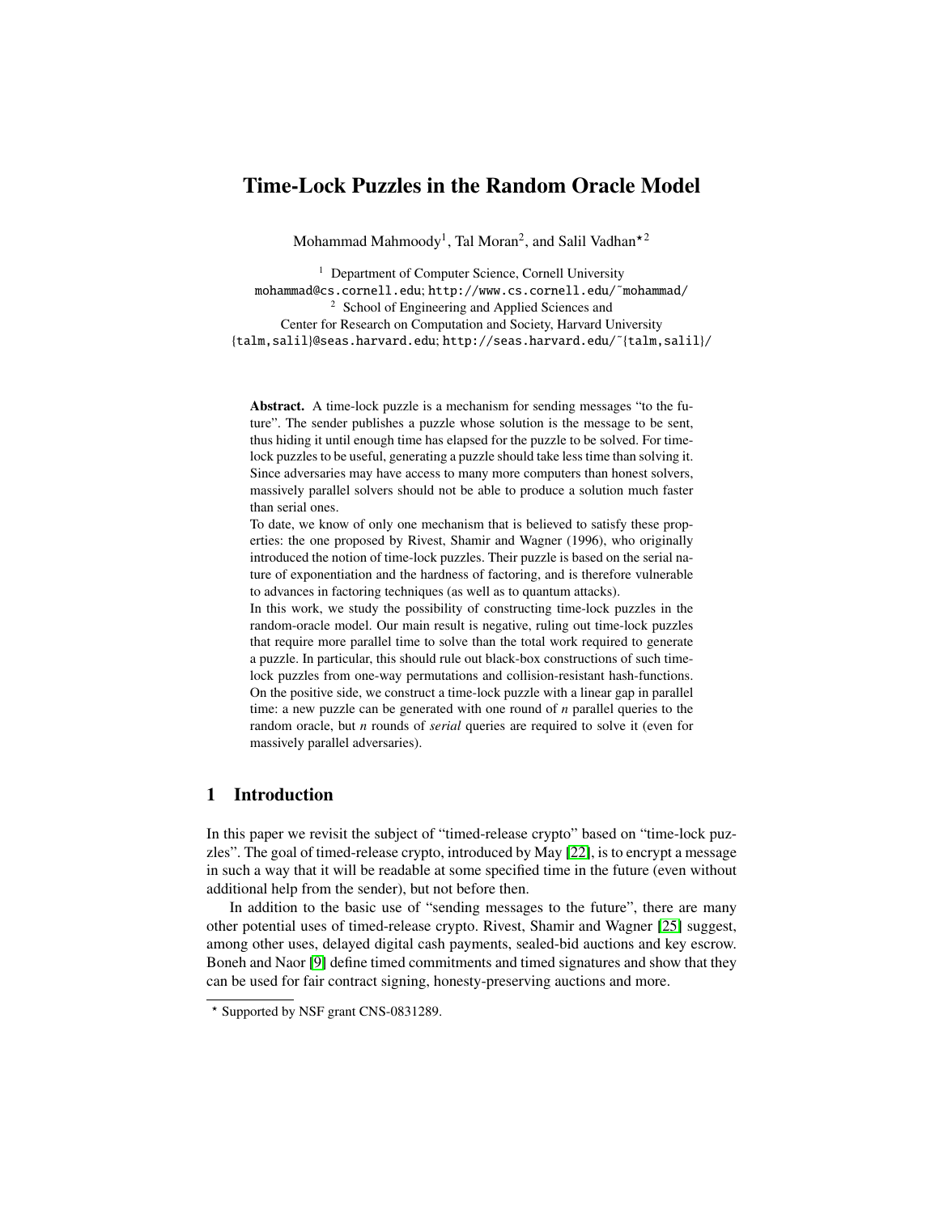# Time-Lock Puzzles in the Random Oracle Model

Mohammad Mahmoody[1], Tal Moran[2], and Salil Vadhan[⋆2]

[1] Department of Computer Science, Cornell University
mohammad@cs.cornell.edu; http://www.cs.cornell.edu/~mohammad/

[2] School of Engineering and Applied Sciences and
Center for Research on Computation and Society, Harvard University
{talm,salil}@seas.harvard.edu; http://seas.harvard.edu/~{talm,salil}/

**Abstract.** A time-lock puzzle is a mechanism for sending messages "to the future". The sender publishes a puzzle whose solution is the message to be sent, thus hiding it until enough time has elapsed for the puzzle to be solved. For time-lock puzzles to be useful, generating a puzzle should take less time than solving it. Since adversaries may have access to many more computers than honest solvers, massively parallel solvers should not be able to produce a solution much faster than serial ones.

To date, we know of only one mechanism that is believed to satisfy these properties: the one proposed by Rivest, Shamir and Wagner (1996), who originally introduced the notion of time-lock puzzles. Their puzzle is based on the serial nature of exponentiation and the hardness of factoring, and is therefore vulnerable to advances in factoring techniques (as well as to quantum attacks).

In this work, we study the possibility of constructing time-lock puzzles in the random-oracle model. Our main result is negative, ruling out time-lock puzzles that require more parallel time to solve than the total work required to generate a puzzle. In particular, this should rule out black-box constructions of such time-lock puzzles from one-way permutations and collision-resistant hash-functions. On the positive side, we construct a time-lock puzzle with a linear gap in parallel time: a new puzzle can be generated with one round of $n$ parallel queries to the random oracle, but $n$ rounds of *serial* queries are required to solve it (even for massively parallel adversaries).

## 1 Introduction

In this paper we revisit the subject of "timed-release crypto" based on "time-lock puzzles". The goal of timed-release crypto, introduced by May [22], is to encrypt a message in such a way that it will be readable at some specified time in the future (even without additional help from the sender), but not before then.

In addition to the basic use of "sending messages to the future", there are many other potential uses of timed-release crypto. Rivest, Shamir and Wagner [25] suggest, among other uses, delayed digital cash payments, sealed-bid auctions and key escrow. Boneh and Naor [9] define timed commitments and timed signatures and show that they can be used for fair contract signing, honesty-preserving auctions and more.

⋆ Supported by NSF grant CNS-0831289.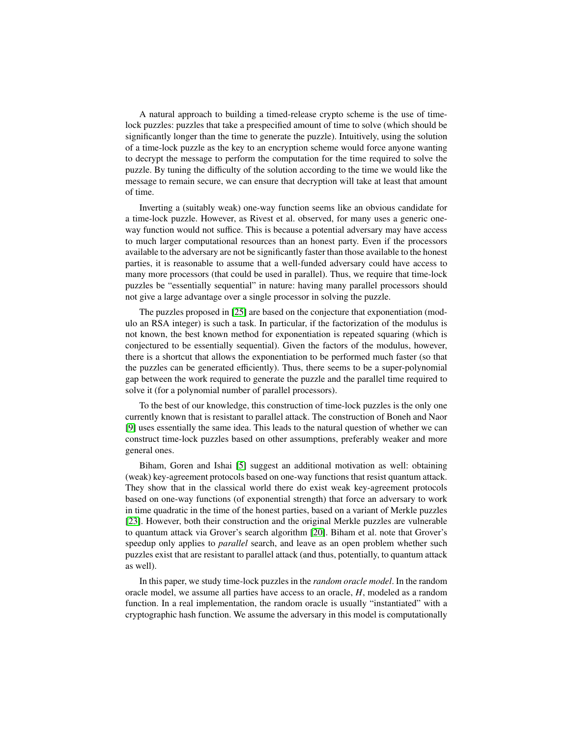A natural approach to building a timed-release crypto scheme is the use of time-lock puzzles: puzzles that take a prespecified amount of time to solve (which should be significantly longer than the time to generate the puzzle). Intuitively, using the solution of a time-lock puzzle as the key to an encryption scheme would force anyone wanting to decrypt the message to perform the computation for the time required to solve the puzzle. By tuning the difficulty of the solution according to the time we would like the message to remain secure, we can ensure that decryption will take at least that amount of time.

Inverting a (suitably weak) one-way function seems like an obvious candidate for a time-lock puzzle. However, as Rivest et al. observed, for many uses a generic one-way function would not suffice. This is because a potential adversary may have access to much larger computational resources than an honest party. Even if the processors available to the adversary are not be significantly faster than those available to the honest parties, it is reasonable to assume that a well-funded adversary could have access to many more processors (that could be used in parallel). Thus, we require that time-lock puzzles be "essentially sequential" in nature: having many parallel processors should not give a large advantage over a single processor in solving the puzzle.

The puzzles proposed in [25] are based on the conjecture that exponentiation (modulo an RSA integer) is such a task. In particular, if the factorization of the modulus is not known, the best known method for exponentiation is repeated squaring (which is conjectured to be essentially sequential). Given the factors of the modulus, however, there is a shortcut that allows the exponentiation to be performed much faster (so that the puzzles can be generated efficiently). Thus, there seems to be a super-polynomial gap between the work required to generate the puzzle and the parallel time required to solve it (for a polynomial number of parallel processors).

To the best of our knowledge, this construction of time-lock puzzles is the only one currently known that is resistant to parallel attack. The construction of Boneh and Naor [9] uses essentially the same idea. This leads to the natural question of whether we can construct time-lock puzzles based on other assumptions, preferably weaker and more general ones.

Biham, Goren and Ishai [5] suggest an additional motivation as well: obtaining (weak) key-agreement protocols based on one-way functions that resist quantum attack. They show that in the classical world there do exist weak key-agreement protocols based on one-way functions (of exponential strength) that force an adversary to work in time quadratic in the time of the honest parties, based on a variant of Merkle puzzles [23]. However, both their construction and the original Merkle puzzles are vulnerable to quantum attack via Grover's search algorithm [20]. Biham et al. note that Grover's speedup only applies to *parallel* search, and leave as an open problem whether such puzzles exist that are resistant to parallel attack (and thus, potentially, to quantum attack as well).

In this paper, we study time-lock puzzles in the *random oracle model*. In the random oracle model, we assume all parties have access to an oracle, $H$, modeled as a random function. In a real implementation, the random oracle is usually "instantiated" with a cryptographic hash function. We assume the adversary in this model is computationally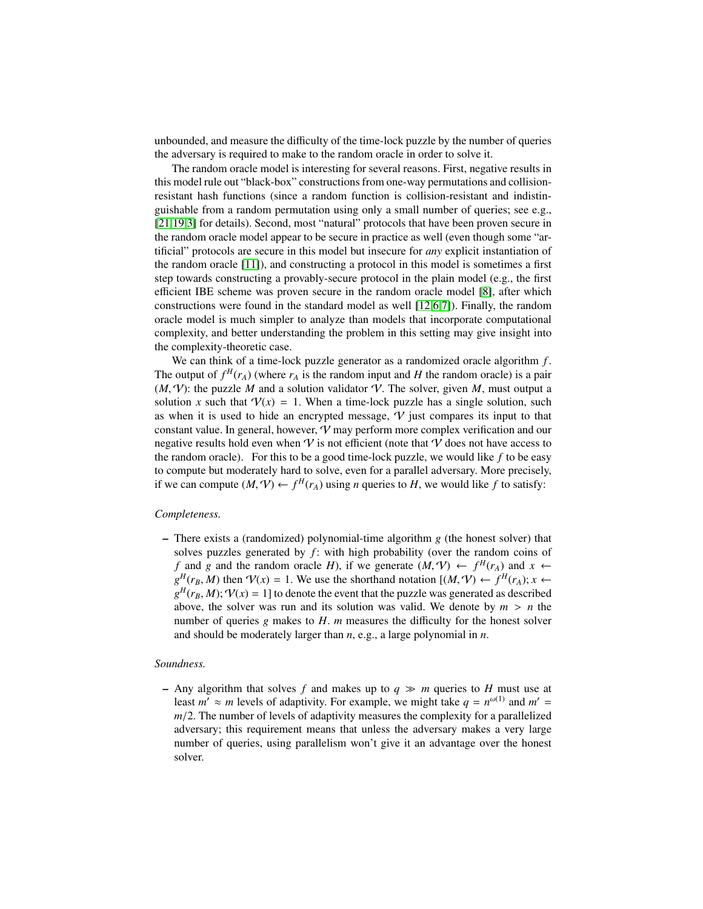unbounded, and measure the difficulty of the time-lock puzzle by the number of queries the adversary is required to make to the random oracle in order to solve it.

The random oracle model is interesting for several reasons. First, negative results in this model rule out "black-box" constructions from one-way permutations and collision-resistant hash functions (since a random function is collision-resistant and indistinguishable from a random permutation using only a small number of queries; see e.g., [21,19,3] for details). Second, most "natural" protocols that have been proven secure in the random oracle model appear to be secure in practice as well (even though some "artificial" protocols are secure in this model but insecure for *any* explicit instantiation of the random oracle [11]), and constructing a protocol in this model is sometimes a first step towards constructing a provably-secure protocol in the plain model (e.g., the first efficient IBE scheme was proven secure in the random oracle model [8], after which constructions were found in the standard model as well [12,6,7]). Finally, the random oracle model is much simpler to analyze than models that incorporate computational complexity, and better understanding the problem in this setting may give insight into the complexity-theoretic case.

We can think of a time-lock puzzle generator as a randomized oracle algorithm $f$. The output of $f^H(r_A)$ (where $r_A$ is the random input and $H$ the random oracle) is a pair $(M, \mathcal{V})$: the puzzle $M$ and a solution validator $\mathcal{V}$. The solver, given $M$, must output a solution $x$ such that $\mathcal{V}(x) = 1$. When a time-lock puzzle has a single solution, such as when it is used to hide an encrypted message, $\mathcal{V}$ just compares its input to that constant value. In general, however, $\mathcal{V}$ may perform more complex verification and our negative results hold even when $\mathcal{V}$ is not efficient (note that $\mathcal{V}$ does not have access to the random oracle). For this to be a good time-lock puzzle, we would like $f$ to be easy to compute but moderately hard to solve, even for a parallel adversary. More precisely, if we can compute $(M, \mathcal{V}) \leftarrow f^H(r_A)$ using $n$ queries to $H$, we would like $f$ to satisfy:

*Completeness.*

- There exists a (randomized) polynomial-time algorithm $g$ (the honest solver) that solves puzzles generated by $f$: with high probability (over the random coins of $f$ and $g$ and the random oracle $H$), if we generate $(M, \mathcal{V}) \leftarrow f^H(r_A)$ and $x \leftarrow g^H(r_B, M)$ then $\mathcal{V}(x) = 1$. We use the shorthand notation $[(M, \mathcal{V}) \leftarrow f^H(r_A); x \leftarrow g^H(r_B, M); \mathcal{V}(x) = 1]$ to denote the event that the puzzle was generated as described above, the solver was run and its solution was valid. We denote by $m > n$ the number of queries $g$ makes to $H$. $m$ measures the difficulty for the honest solver and should be moderately larger than $n$, e.g., a large polynomial in $n$.

*Soundness.*

- Any algorithm that solves $f$ and makes up to $q \gg m$ queries to $H$ must use at least $m' \approx m$ levels of adaptivity. For example, we might take $q = n^{\omega(1)}$ and $m' = m/2$. The number of levels of adaptivity measures the complexity for a parallelized adversary; this requirement means that unless the adversary makes a very large number of queries, using parallelism won't give it an advantage over the honest solver.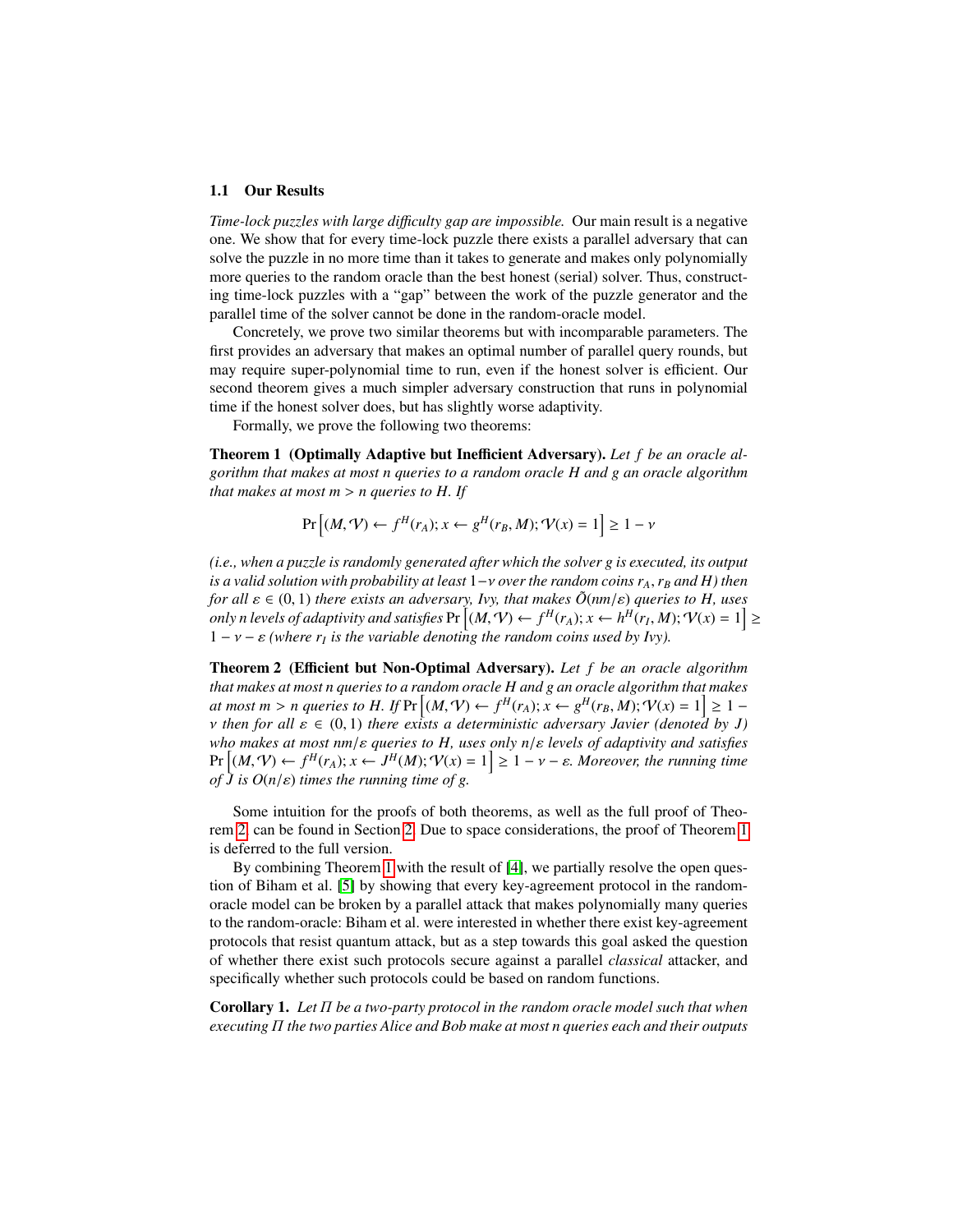### 1.1 Our Results

*Time-lock puzzles with large difficulty gap are impossible.* Our main result is a negative one. We show that for every time-lock puzzle there exists a parallel adversary that can solve the puzzle in no more time than it takes to generate and makes only polynomially more queries to the random oracle than the best honest (serial) solver. Thus, constructing time-lock puzzles with a "gap" between the work of the puzzle generator and the parallel time of the solver cannot be done in the random-oracle model.

Concretely, we prove two similar theorems but with incomparable parameters. The first provides an adversary that makes an optimal number of parallel query rounds, but may require super-polynomial time to run, even if the honest solver is efficient. Our second theorem gives a much simpler adversary construction that runs in polynomial time if the honest solver does, but has slightly worse adaptivity.

Formally, we prove the following two theorems:

**Theorem 1 (Optimally Adaptive but Inefficient Adversary).** *Let $f$ be an oracle algorithm that makes at most $n$ queries to a random oracle $H$ and $g$ an oracle algorithm that makes at most $m > n$ queries to $H$. If*

$$\Pr\left[(M, \mathcal{V}) \leftarrow f^H(r_A); x \leftarrow g^H(r_B, M); \mathcal{V}(x) = 1\right] \geq 1 - \nu$$

*(i.e., when a puzzle is randomly generated after which the solver $g$ is executed, its output is a valid solution with probability at least $1-\nu$ over the random coins $r_A, r_B$ and $H$) then for all $\varepsilon \in (0, 1)$ there exists an adversary, Ivy, that makes $\tilde{O}(nm/\varepsilon)$ queries to $H$, uses only $n$ levels of adaptivity and satisfies $\Pr\left[(M, \mathcal{V}) \leftarrow f^H(r_A); x \leftarrow h^H(r_I, M); \mathcal{V}(x) = 1\right] \geq 1 - \nu - \varepsilon$ (where $r_I$ is the variable denoting the random coins used by Ivy).*

**Theorem 2 (Efficient but Non-Optimal Adversary).** *Let $f$ be an oracle algorithm that makes at most $n$ queries to a random oracle $H$ and $g$ an oracle algorithm that makes at most $m > n$ queries to $H$. If $\Pr\left[(M, \mathcal{V}) \leftarrow f^H(r_A); x \leftarrow g^H(r_B, M); \mathcal{V}(x) = 1\right] \geq 1 - \nu$ then for all $\varepsilon \in (0, 1)$ there exists a deterministic adversary Javier (denoted by $J$) who makes at most $nm/\varepsilon$ queries to $H$, uses only $n/\varepsilon$ levels of adaptivity and satisfies $\Pr\left[(M, \mathcal{V}) \leftarrow f^H(r_A); x \leftarrow J^H(M); \mathcal{V}(x) = 1\right] \geq 1 - \nu - \varepsilon$. Moreover, the running time of $J$ is $O(n/\varepsilon)$ times the running time of $g$.*

Some intuition for the proofs of both theorems, as well as the full proof of Theorem 2, can be found in Section 2. Due to space considerations, the proof of Theorem 1 is deferred to the full version.

By combining Theorem 1 with the result of [4], we partially resolve the open question of Biham et al. [5] by showing that every key-agreement protocol in the random-oracle model can be broken by a parallel attack that makes polynomially many queries to the random-oracle: Biham et al. were interested in whether there exist key-agreement protocols that resist quantum attack, but as a step towards this goal asked the question of whether there exist such protocols secure against a parallel *classical* attacker, and specifically whether such protocols could be based on random functions.

**Corollary 1.** *Let $\Pi$ be a two-party protocol in the random oracle model such that when executing $\Pi$ the two parties Alice and Bob make at most $n$ queries each and their outputs*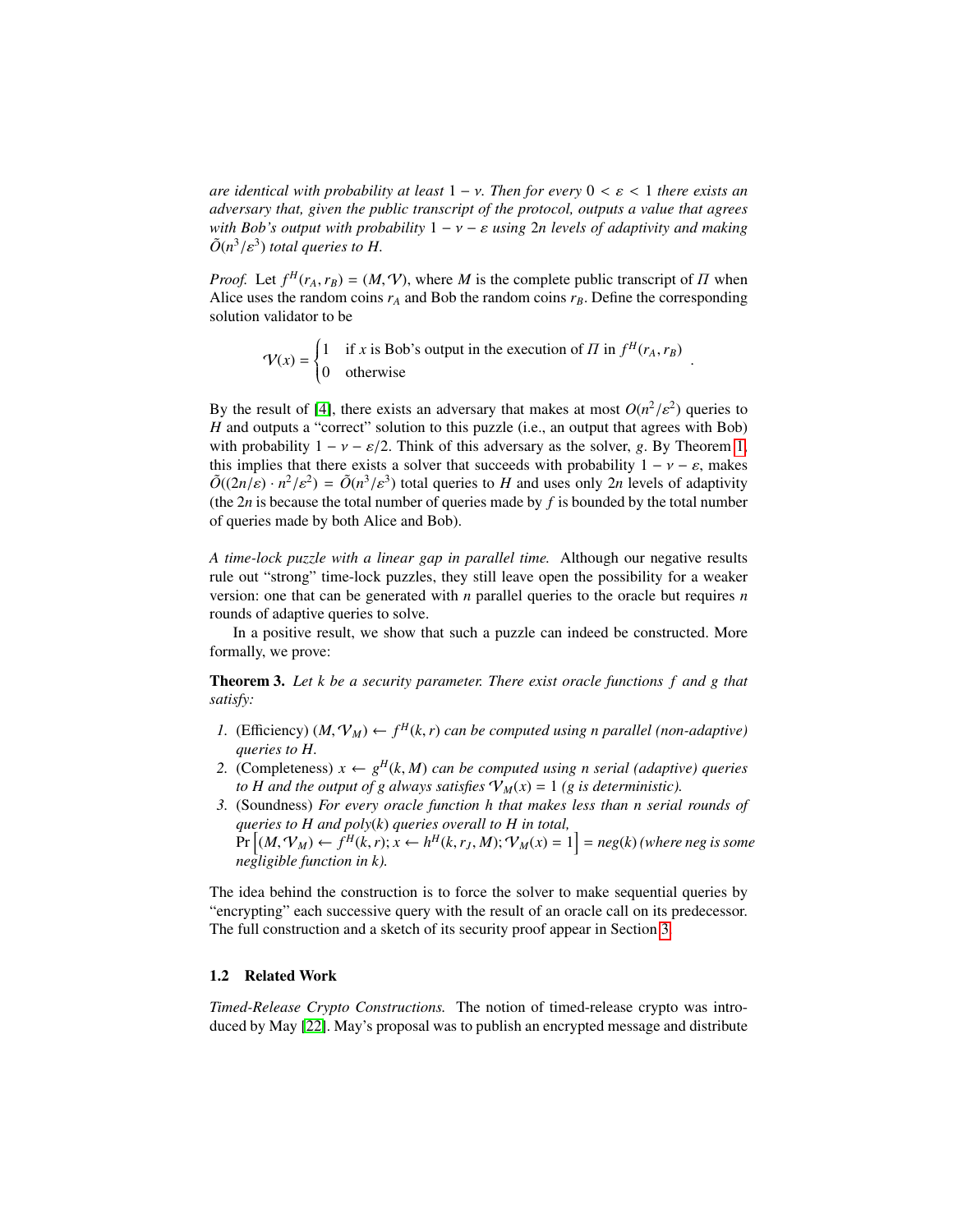*are identical with probability at least $1 - \nu$. Then for every $0 < \varepsilon < 1$ there exists an adversary that, given the public transcript of the protocol, outputs a value that agrees with Bob's output with probability $1 - \nu - \varepsilon$ using $2n$ levels of adaptivity and making $\tilde{O}(n^3/\varepsilon^3)$ total queries to $H$.*

*Proof.* Let $f^H(r_A, r_B) = (M, \mathcal{V})$, where $M$ is the complete public transcript of $\Pi$ when Alice uses the random coins $r_A$ and Bob the random coins $r_B$. Define the corresponding solution validator to be

$$\mathcal{V}(x) = \begin{cases} 1 & \text{if } x \text{ is Bob's output in the execution of } \Pi \text{ in } f^H(r_A, r_B) \\ 0 & \text{otherwise} \end{cases} .$$

By the result of [4], there exists an adversary that makes at most $O(n^2/\varepsilon^2)$ queries to $H$ and outputs a "correct" solution to this puzzle (i.e., an output that agrees with Bob) with probability $1 - \nu - \varepsilon/2$. Think of this adversary as the solver, $g$. By Theorem 1, this implies that there exists a solver that succeeds with probability $1 - \nu - \varepsilon$, makes $\tilde{O}((2n/\varepsilon) \cdot n^2/\varepsilon^2) = \tilde{O}(n^3/\varepsilon^3)$ total queries to $H$ and uses only $2n$ levels of adaptivity (the $2n$ is because the total number of queries made by $f$ is bounded by the total number of queries made by both Alice and Bob).

*A time-lock puzzle with a linear gap in parallel time.* Although our negative results rule out "strong" time-lock puzzles, they still leave open the possibility for a weaker version: one that can be generated with $n$ parallel queries to the oracle but requires $n$ rounds of adaptive queries to solve.

In a positive result, we show that such a puzzle can indeed be constructed. More formally, we prove:

**Theorem 3.** *Let $k$ be a security parameter. There exist oracle functions $f$ and $g$ that satisfy:*

1. (Efficiency) *$(M, \mathcal{V}_M) \leftarrow f^H(k, r)$ can be computed using $n$ parallel (non-adaptive) queries to $H$.*
2. (Completeness) *$x \leftarrow g^H(k, M)$ can be computed using $n$ serial (adaptive) queries to $H$ and the output of $g$ always satisfies $\mathcal{V}_M(x) = 1$ ($g$ is deterministic).*
3. (Soundness) *For every oracle function $h$ that makes less than $n$ serial rounds of queries to $H$ and $poly(k)$ queries overall to $H$ in total,* $\Pr\left[(M, \mathcal{V}_M) \leftarrow f^H(k, r); x \leftarrow h^H(k, r_J, M); \mathcal{V}_M(x) = 1\right] = neg(k)$ *(where neg is some negligible function in $k$).*

The idea behind the construction is to force the solver to make sequential queries by "encrypting" each successive query with the result of an oracle call on its predecessor. The full construction and a sketch of its security proof appear in Section 3.

### 1.2 Related Work

*Timed-Release Crypto Constructions.* The notion of timed-release crypto was introduced by May [22]. May's proposal was to publish an encrypted message and distribute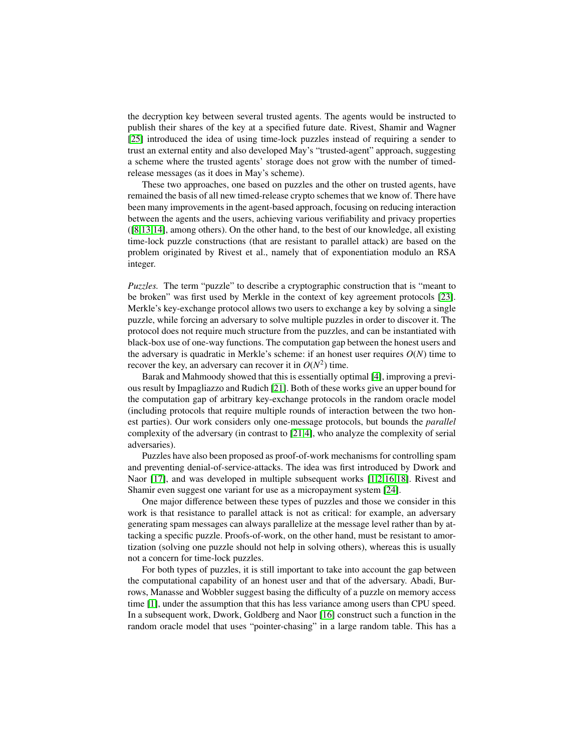the decryption key between several trusted agents. The agents would be instructed to publish their shares of the key at a specified future date. Rivest, Shamir and Wagner [25] introduced the idea of using time-lock puzzles instead of requiring a sender to trust an external entity and also developed May's "trusted-agent" approach, suggesting a scheme where the trusted agents' storage does not grow with the number of timed-release messages (as it does in May's scheme).

These two approaches, one based on puzzles and the other on trusted agents, have remained the basis of all new timed-release crypto schemes that we know of. There have been many improvements in the agent-based approach, focusing on reducing interaction between the agents and the users, achieving various verifiability and privacy properties ([8,13,14], among others). On the other hand, to the best of our knowledge, all existing time-lock puzzle constructions (that are resistant to parallel attack) are based on the problem originated by Rivest et al., namely that of exponentiation modulo an RSA integer.

*Puzzles.* The term "puzzle" to describe a cryptographic construction that is "meant to be broken" was first used by Merkle in the context of key agreement protocols [23]. Merkle's key-exchange protocol allows two users to exchange a key by solving a single puzzle, while forcing an adversary to solve multiple puzzles in order to discover it. The protocol does not require much structure from the puzzles, and can be instantiated with black-box use of one-way functions. The computation gap between the honest users and the adversary is quadratic in Merkle's scheme: if an honest user requires $O(N)$ time to recover the key, an adversary can recover it in $O(N^2)$ time.

Barak and Mahmoody showed that this is essentially optimal [4], improving a previous result by Impagliazzo and Rudich [21]. Both of these works give an upper bound for the computation gap of arbitrary key-exchange protocols in the random oracle model (including protocols that require multiple rounds of interaction between the two honest parties). Our work considers only one-message protocols, but bounds the *parallel* complexity of the adversary (in contrast to [21,4], who analyze the complexity of serial adversaries).

Puzzles have also been proposed as proof-of-work mechanisms for controlling spam and preventing denial-of-service-attacks. The idea was first introduced by Dwork and Naor [17], and was developed in multiple subsequent works [1,2,16,18]. Rivest and Shamir even suggest one variant for use as a micropayment system [24].

One major difference between these types of puzzles and those we consider in this work is that resistance to parallel attack is not as critical: for example, an adversary generating spam messages can always parallelize at the message level rather than by attacking a specific puzzle. Proofs-of-work, on the other hand, must be resistant to amortization (solving one puzzle should not help in solving others), whereas this is usually not a concern for time-lock puzzles.

For both types of puzzles, it is still important to take into account the gap between the computational capability of an honest user and that of the adversary. Abadi, Burrows, Manasse and Wobbler suggest basing the difficulty of a puzzle on memory access time [1], under the assumption that this has less variance among users than CPU speed. In a subsequent work, Dwork, Goldberg and Naor [16] construct such a function in the random oracle model that uses "pointer-chasing" in a large random table. This has a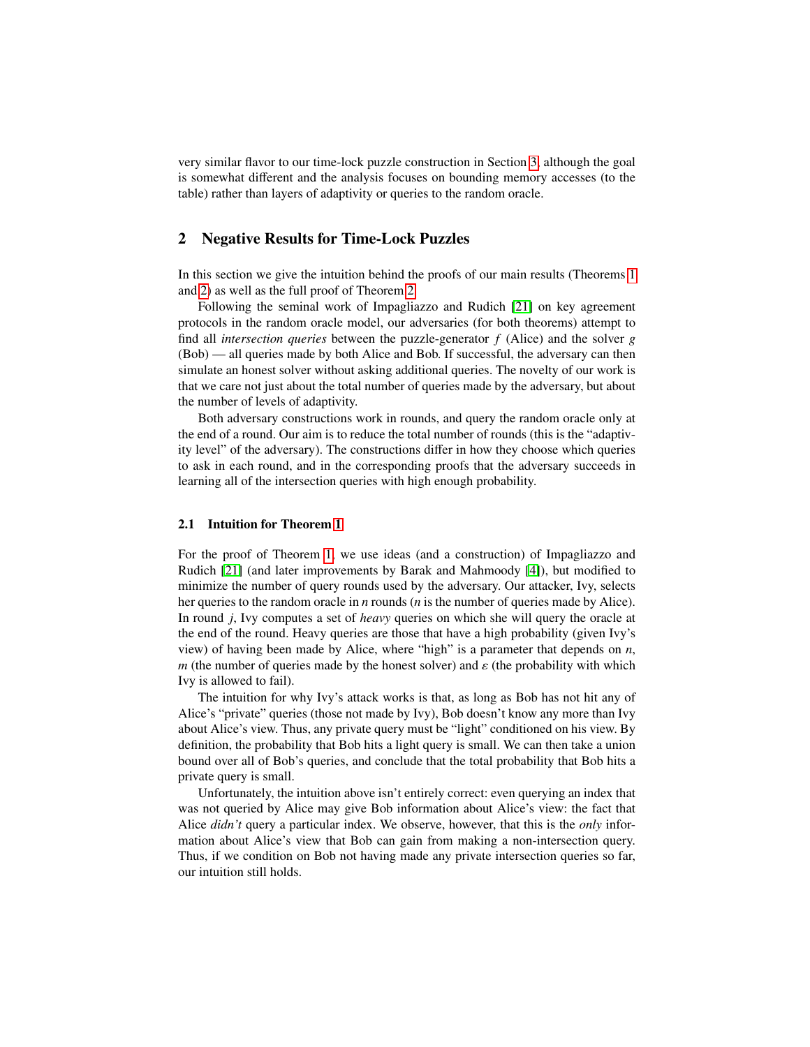very similar flavor to our time-lock puzzle construction in Section 3, although the goal is somewhat different and the analysis focuses on bounding memory accesses (to the table) rather than layers of adaptivity or queries to the random oracle.

## 2 Negative Results for Time-Lock Puzzles

In this section we give the intuition behind the proofs of our main results (Theorems 1 and 2) as well as the full proof of Theorem 2.

Following the seminal work of Impagliazzo and Rudich [21] on key agreement protocols in the random oracle model, our adversaries (for both theorems) attempt to find all *intersection queries* between the puzzle-generator $f$ (Alice) and the solver $g$ (Bob) — all queries made by both Alice and Bob. If successful, the adversary can then simulate an honest solver without asking additional queries. The novelty of our work is that we care not just about the total number of queries made by the adversary, but about the number of levels of adaptivity.

Both adversary constructions work in rounds, and query the random oracle only at the end of a round. Our aim is to reduce the total number of rounds (this is the "adaptivity level" of the adversary). The constructions differ in how they choose which queries to ask in each round, and in the corresponding proofs that the adversary succeeds in learning all of the intersection queries with high enough probability.

### 2.1 Intuition for Theorem 1

For the proof of Theorem 1, we use ideas (and a construction) of Impagliazzo and Rudich [21] (and later improvements by Barak and Mahmoody [4]), but modified to minimize the number of query rounds used by the adversary. Our attacker, Ivy, selects her queries to the random oracle in $n$ rounds ($n$ is the number of queries made by Alice). In round $j$, Ivy computes a set of *heavy* queries on which she will query the oracle at the end of the round. Heavy queries are those that have a high probability (given Ivy's view) of having been made by Alice, where "high" is a parameter that depends on $n$, $m$ (the number of queries made by the honest solver) and $\varepsilon$ (the probability with which Ivy is allowed to fail).

The intuition for why Ivy's attack works is that, as long as Bob has not hit any of Alice's "private" queries (those not made by Ivy), Bob doesn't know any more than Ivy about Alice's view. Thus, any private query must be "light" conditioned on his view. By definition, the probability that Bob hits a light query is small. We can then take a union bound over all of Bob's queries, and conclude that the total probability that Bob hits a private query is small.

Unfortunately, the intuition above isn't entirely correct: even querying an index that was not queried by Alice may give Bob information about Alice's view: the fact that Alice *didn't* query a particular index. We observe, however, that this is the *only* information about Alice's view that Bob can gain from making a non-intersection query. Thus, if we condition on Bob not having made any private intersection queries so far, our intuition still holds.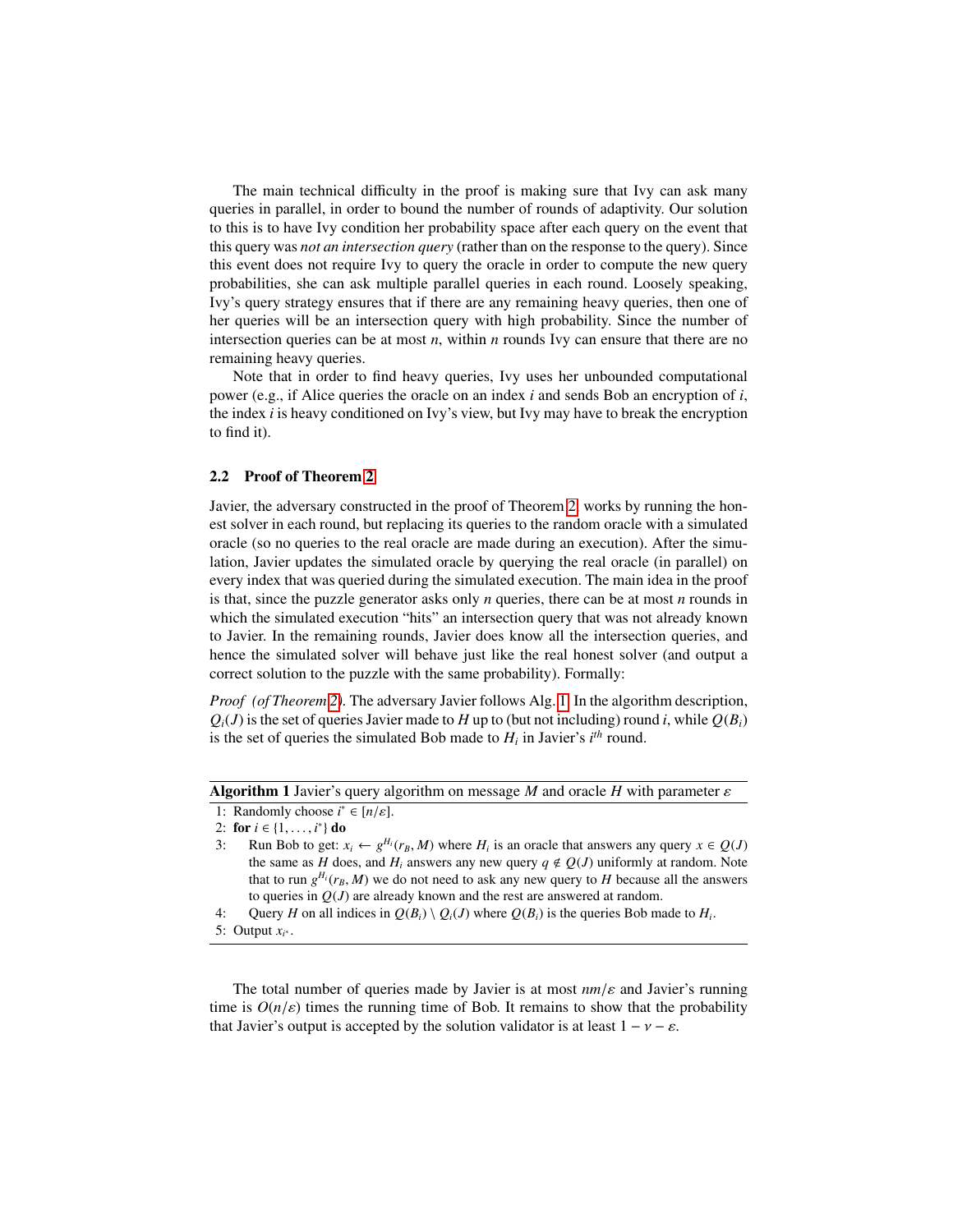The main technical difficulty in the proof is making sure that Ivy can ask many queries in parallel, in order to bound the number of rounds of adaptivity. Our solution to this is to have Ivy condition her probability space after each query on the event that this query was *not an intersection query* (rather than on the response to the query). Since this event does not require Ivy to query the oracle in order to compute the new query probabilities, she can ask multiple parallel queries in each round. Loosely speaking, Ivy's query strategy ensures that if there are any remaining heavy queries, then one of her queries will be an intersection query with high probability. Since the number of intersection queries can be at most $n$, within $n$ rounds Ivy can ensure that there are no remaining heavy queries.

Note that in order to find heavy queries, Ivy uses her unbounded computational power (e.g., if Alice queries the oracle on an index $i$ and sends Bob an encryption of $i$, the index $i$ is heavy conditioned on Ivy's view, but Ivy may have to break the encryption to find it).

### 2.2 Proof of Theorem 2

Javier, the adversary constructed in the proof of Theorem 2, works by running the honest solver in each round, but replacing its queries to the random oracle with a simulated oracle (so no queries to the real oracle are made during an execution). After the simulation, Javier updates the simulated oracle by querying the real oracle (in parallel) on every index that was queried during the simulated execution. The main idea in the proof is that, since the puzzle generator asks only $n$ queries, there can be at most $n$ rounds in which the simulated execution "hits" an intersection query that was not already known to Javier. In the remaining rounds, Javier does know all the intersection queries, and hence the simulated solver will behave just like the real honest solver (and output a correct solution to the puzzle with the same probability). Formally:

*Proof (of Theorem 2).* The adversary Javier follows Alg. 1. In the algorithm description, $Q_i(J)$ is the set of queries Javier made to $H$ up to (but not including) round $i$, while $Q(B_i)$ is the set of queries the simulated Bob made to $H_i$ in Javier's $i^{th}$ round.

---

**Algorithm 1** Javier's query algorithm on message $M$ and oracle $H$ with parameter $\varepsilon$

1: Randomly choose $i^* \in [n/\varepsilon]$.
2: **for** $i \in \{1, \ldots, i^*\}$ **do**
3: Run Bob to get: $x_i \leftarrow g^{H_i}(r_B, M)$ where $H_i$ is an oracle that answers any query $x \in Q(J)$ the same as $H$ does, and $H_i$ answers any new query $q \notin Q(J)$ uniformly at random. Note that to run $g^{H_i}(r_B, M)$ we do not need to ask any new query to $H$ because all the answers to queries in $Q(J)$ are already known and the rest are answered at random.
4: Query $H$ on all indices in $Q(B_i) \setminus Q_i(J)$ where $Q(B_i)$ is the queries Bob made to $H_i$.
5: Output $x_{i^*}$.

---

The total number of queries made by Javier is at most $nm/\varepsilon$ and Javier's running time is $O(n/\varepsilon)$ times the running time of Bob. It remains to show that the probability that Javier's output is accepted by the solution validator is at least $1 - \nu - \varepsilon$.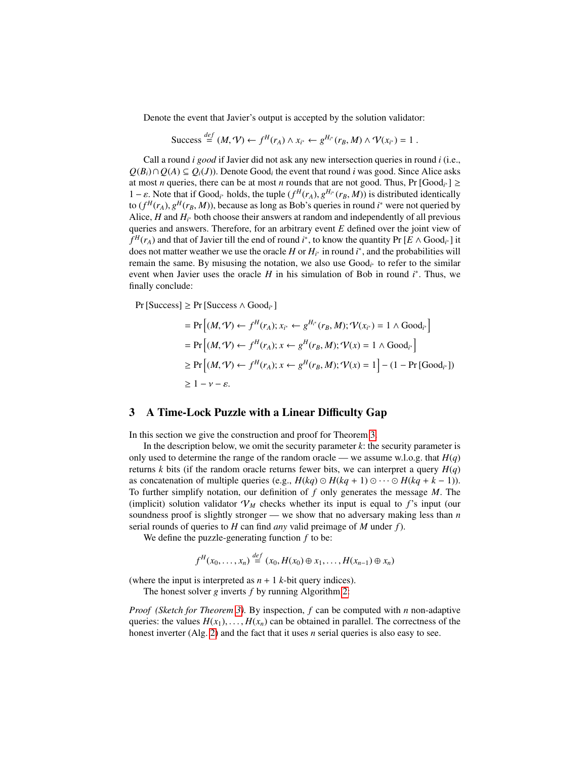Denote the event that Javier's output is accepted by the solution validator:

$$\text{Success} \stackrel{def}{=} (M, \mathcal{V}) \leftarrow f^H(r_A) \wedge x_{i^*} \leftarrow g^{H_{i^*}}(r_B, M) \wedge \mathcal{V}(x_{i^*}) = 1 \ .$$

Call a round $i$ *good* if Javier did not ask any new intersection queries in round $i$ (i.e., $Q(B_i) \cap Q(A) \subseteq Q_i(J)$). Denote $\text{Good}_i$ the event that round $i$ was good. Since Alice asks at most $n$ queries, there can be at most $n$ rounds that are not good. Thus, $\Pr[\text{Good}_{i^*}] \geq 1 - \varepsilon$. Note that if $\text{Good}_{i^*}$ holds, the tuple $(f^H(r_A), g^{H_{i^*}}(r_B, M))$ is distributed identically to $(f^H(r_A), g^H(r_B, M))$, because as long as Bob's queries in round $i^*$ were not queried by Alice, $H$ and $H_{i^*}$ both choose their answers at random and independently of all previous queries and answers. Therefore, for an arbitrary event $E$ defined over the joint view of $f^H(r_A)$ and that of Javier till the end of round $i^*$, to know the quantity $\Pr[E \wedge \text{Good}_{i^*}]$ it does not matter weather we use the oracle $H$ or $H_{i^*}$ in round $i^*$, and the probabilities will remain the same. By misusing the notation, we also use $\text{Good}_{i^*}$ to refer to the similar event when Javier uses the oracle $H$ in his simulation of Bob in round $i^*$. Thus, we finally conclude:

$$\begin{aligned}
\Pr[\text{Success}] &\geq \Pr[\text{Success} \wedge \text{Good}_{i^*}] \\
&= \Pr\left[(M, \mathcal{V}) \leftarrow f^H(r_A); x_{i^*} \leftarrow g^{H_{i^*}}(r_B, M); \mathcal{V}(x_{i^*}) = 1 \wedge \text{Good}_{i^*}\right] \\
&= \Pr\left[(M, \mathcal{V}) \leftarrow f^H(r_A); x \leftarrow g^H(r_B, M); \mathcal{V}(x) = 1 \wedge \text{Good}_{i^*}\right] \\
&\geq \Pr\left[(M, \mathcal{V}) \leftarrow f^H(r_A); x \leftarrow g^H(r_B, M); \mathcal{V}(x) = 1\right] - (1 - \Pr[\text{Good}_{i^*}]) \\
&\geq 1 - \nu - \varepsilon.
\end{aligned}$$

## 3 A Time-Lock Puzzle with a Linear Difficulty Gap

In this section we give the construction and proof for Theorem 3.

In the description below, we omit the security parameter $k$: the security parameter is only used to determine the range of the random oracle — we assume w.l.o.g. that $H(q)$ returns $k$ bits (if the random oracle returns fewer bits, we can interpret a query $H(q)$ as concatenation of multiple queries (e.g., $H(kq) \odot H(kq+1) \odot \cdots \odot H(kq+k-1)$). To further simplify notation, our definition of $f$ only generates the message $M$. The (implicit) solution validator $\mathcal{V}_M$ checks whether its input is equal to $f$'s input (our soundness proof is slightly stronger — we show that no adversary making less than $n$ serial rounds of queries to $H$ can find *any* valid preimage of $M$ under $f$).

We define the puzzle-generating function $f$ to be:

$$f^H(x_0, \ldots, x_n) \stackrel{def}{=} (x_0, H(x_0) \oplus x_1, \ldots, H(x_{n-1}) \oplus x_n)$$

(where the input is interpreted as $n+1$ $k$-bit query indices).

The honest solver $g$ inverts $f$ by running Algorithm 2:

*Proof (Sketch for Theorem 3).* By inspection, $f$ can be computed with $n$ non-adaptive queries: the values $H(x_1), \ldots, H(x_n)$ can be obtained in parallel. The correctness of the honest inverter (Alg. 2) and the fact that it uses $n$ serial queries is also easy to see.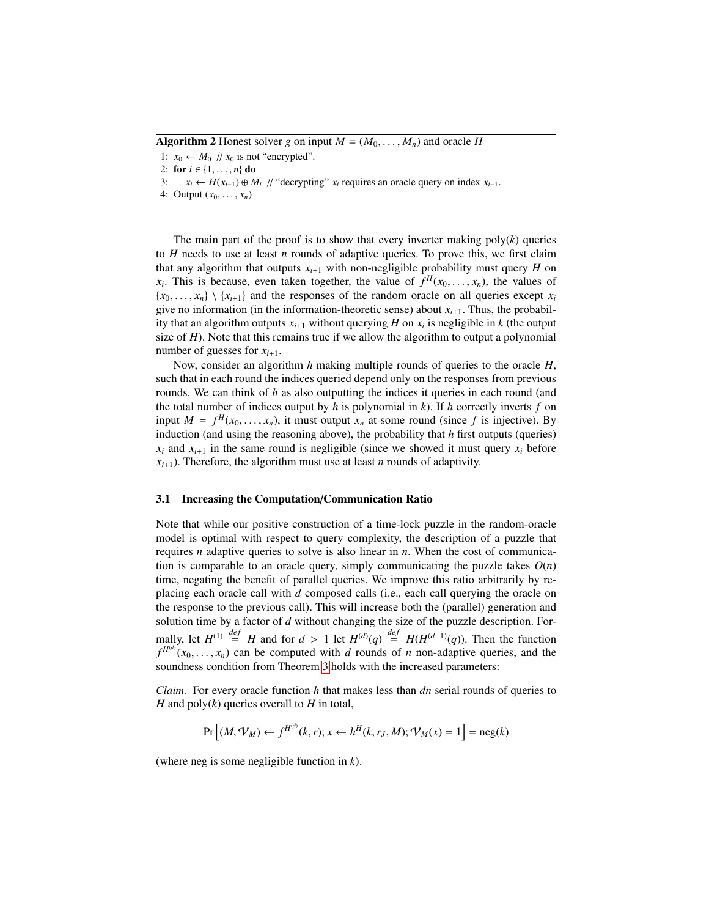**Algorithm 2** Honest solver $g$ on input $M = (M_0, \ldots, M_n)$ and oracle $H$

```
1: x_0 ← M_0  // x_0 is not "encrypted".
2: for i ∈ {1, ..., n} do
3:     x_i ← H(x_{i−1}) ⊕ M_i  // "decrypting" x_i requires an oracle query on index x_{i−1}.
4: Output (x_0, ..., x_n)
```

The main part of the proof is to show that every inverter making poly($k$) queries to $H$ needs to use at least $n$ rounds of adaptive queries. To prove this, we first claim that any algorithm that outputs $x_{i+1}$ with non-negligible probability must query $H$ on $x_i$. This is because, even taken together, the value of $f^H(x_0, \ldots, x_n)$, the values of $\{x_0, \ldots, x_n\} \setminus \{x_{i+1}\}$ and the responses of the random oracle on all queries except $x_i$ give no information (in the information-theoretic sense) about $x_{i+1}$. Thus, the probability that an algorithm outputs $x_{i+1}$ without querying $H$ on $x_i$ is negligible in $k$ (the output size of $H$). Note that this remains true if we allow the algorithm to output a polynomial number of guesses for $x_{i+1}$.

Now, consider an algorithm $h$ making multiple rounds of queries to the oracle $H$, such that in each round the indices queried depend only on the responses from previous rounds. We can think of $h$ as also outputting the indices it queries in each round (and the total number of indices output by $h$ is polynomial in $k$). If $h$ correctly inverts $f$ on input $M = f^H(x_0, \ldots, x_n)$, it must output $x_n$ at some round (since $f$ is injective). By induction (and using the reasoning above), the probability that $h$ first outputs (queries) $x_i$ and $x_{i+1}$ in the same round is negligible (since we showed it must query $x_i$ before $x_{i+1}$). Therefore, the algorithm must use at least $n$ rounds of adaptivity.

### 3.1 Increasing the Computation/Communication Ratio

Note that while our positive construction of a time-lock puzzle in the random-oracle model is optimal with respect to query complexity, the description of a puzzle that requires $n$ adaptive queries to solve is also linear in $n$. When the cost of communication is comparable to an oracle query, simply communicating the puzzle takes $O(n)$ time, negating the benefit of parallel queries. We improve this ratio arbitrarily by replacing each oracle call with $d$ composed calls (i.e., each call querying the oracle on the response to the previous call). This will increase both the (parallel) generation and solution time by a factor of $d$ without changing the size of the puzzle description. Formally, let $H^{(1)} \stackrel{def}{=} H$ and for $d > 1$ let $H^{(d)}(q) \stackrel{def}{=} H(H^{(d-1)}(q))$. Then the function $f^{H^{(d)}}(x_0, \ldots, x_n)$ can be computed with $d$ rounds of $n$ non-adaptive queries, and the soundness condition from Theorem 3 holds with the increased parameters:

*Claim.* For every oracle function $h$ that makes less than $dn$ serial rounds of queries to $H$ and poly($k$) queries overall to $H$ in total,

$$\Pr\left[(M, \mathcal{V}_M) \leftarrow f^{H^{(d)}}(k, r); x \leftarrow h^H(k, r_J, M); \mathcal{V}_M(x) = 1\right] = \text{neg}(k)$$

(where neg is some negligible function in $k$).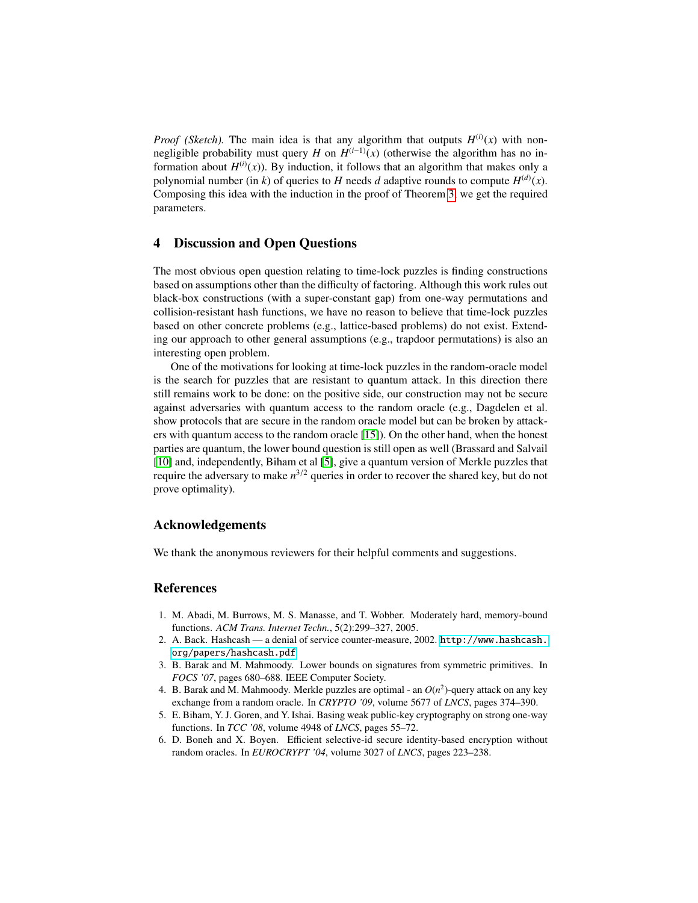*Proof (Sketch).* The main idea is that any algorithm that outputs $H^{(i)}(x)$ with non-negligible probability must query $H$ on $H^{(i-1)}(x)$ (otherwise the algorithm has no information about $H^{(i)}(x)$). By induction, it follows that an algorithm that makes only a polynomial number (in $k$) of queries to $H$ needs $d$ adaptive rounds to compute $H^{(d)}(x)$. Composing this idea with the induction in the proof of Theorem 3, we get the required parameters.

## 4 Discussion and Open Questions

The most obvious open question relating to time-lock puzzles is finding constructions based on assumptions other than the difficulty of factoring. Although this work rules out black-box constructions (with a super-constant gap) from one-way permutations and collision-resistant hash functions, we have no reason to believe that time-lock puzzles based on other concrete problems (e.g., lattice-based problems) do not exist. Extending our approach to other general assumptions (e.g., trapdoor permutations) is also an interesting open problem.

One of the motivations for looking at time-lock puzzles in the random-oracle model is the search for puzzles that are resistant to quantum attack. In this direction there still remains work to be done: on the positive side, our construction may not be secure against adversaries with quantum access to the random oracle (e.g., Dagdelen et al. show protocols that are secure in the random oracle model but can be broken by attackers with quantum access to the random oracle [15]). On the other hand, when the honest parties are quantum, the lower bound question is still open as well (Brassard and Salvail [10] and, independently, Biham et al [5], give a quantum version of Merkle puzzles that require the adversary to make $n^{3/2}$ queries in order to recover the shared key, but do not prove optimality).

## Acknowledgements

We thank the anonymous reviewers for their helpful comments and suggestions.

## References

1. M. Abadi, M. Burrows, M. S. Manasse, and T. Wobber. Moderately hard, memory-bound functions. *ACM Trans. Internet Techn.*, 5(2):299–327, 2005.
2. A. Back. Hashcash — a denial of service counter-measure, 2002. http://www.hashcash.org/papers/hashcash.pdf
3. B. Barak and M. Mahmoody. Lower bounds on signatures from symmetric primitives. In *FOCS '07*, pages 680–688. IEEE Computer Society.
4. B. Barak and M. Mahmoody. Merkle puzzles are optimal - an $O(n^2)$-query attack on any key exchange from a random oracle. In *CRYPTO '09*, volume 5677 of *LNCS*, pages 374–390.
5. E. Biham, Y. J. Goren, and Y. Ishai. Basing weak public-key cryptography on strong one-way functions. In *TCC '08*, volume 4948 of *LNCS*, pages 55–72.
6. D. Boneh and X. Boyen. Efficient selective-id secure identity-based encryption without random oracles. In *EUROCRYPT '04*, volume 3027 of *LNCS*, pages 223–238.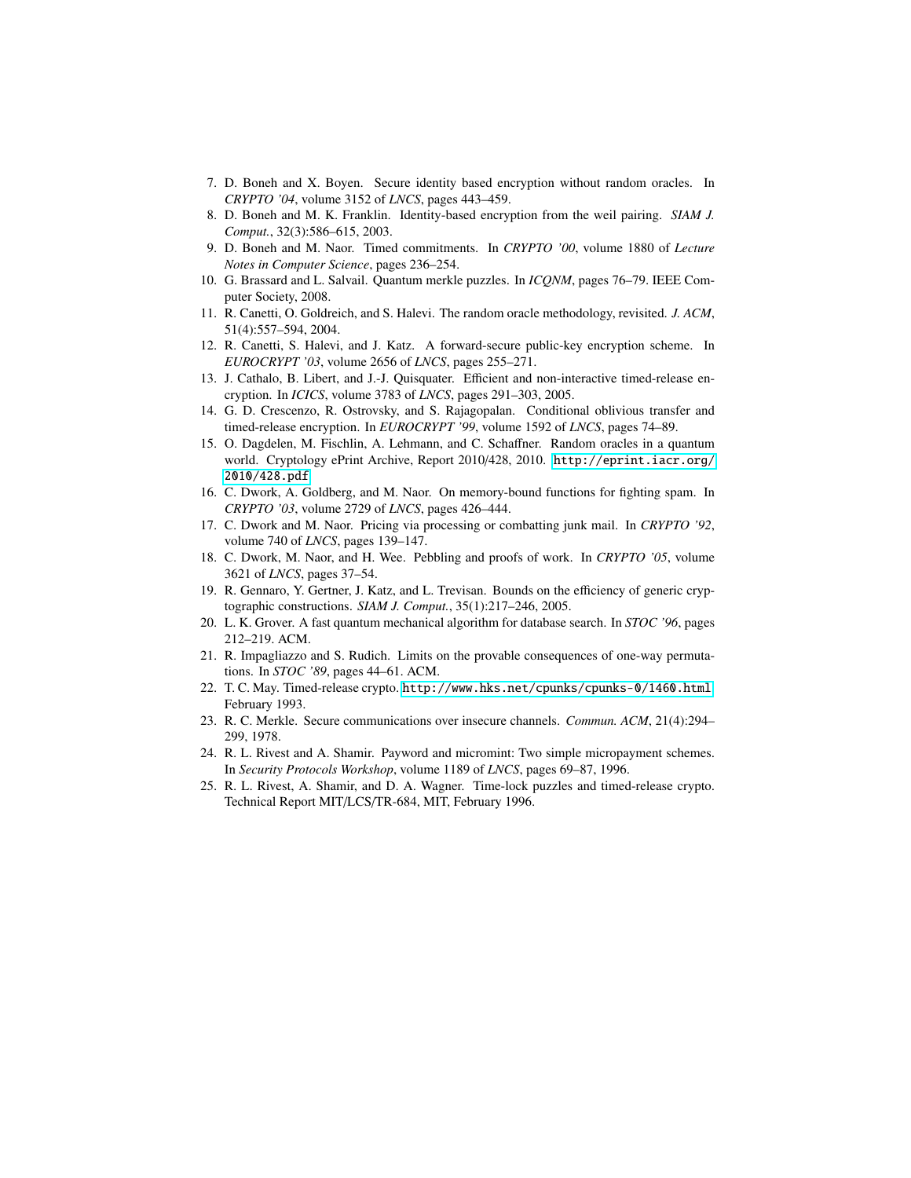7. D. Boneh and X. Boyen. Secure identity based encryption without random oracles. In *CRYPTO '04*, volume 3152 of *LNCS*, pages 443–459.
8. D. Boneh and M. K. Franklin. Identity-based encryption from the weil pairing. *SIAM J. Comput.*, 32(3):586–615, 2003.
9. D. Boneh and M. Naor. Timed commitments. In *CRYPTO '00*, volume 1880 of *Lecture Notes in Computer Science*, pages 236–254.
10. G. Brassard and L. Salvail. Quantum merkle puzzles. In *ICQNM*, pages 76–79. IEEE Computer Society, 2008.
11. R. Canetti, O. Goldreich, and S. Halevi. The random oracle methodology, revisited. *J. ACM*, 51(4):557–594, 2004.
12. R. Canetti, S. Halevi, and J. Katz. A forward-secure public-key encryption scheme. In *EUROCRYPT '03*, volume 2656 of *LNCS*, pages 255–271.
13. J. Cathalo, B. Libert, and J.-J. Quisquater. Efficient and non-interactive timed-release encryption. In *ICICS*, volume 3783 of *LNCS*, pages 291–303, 2005.
14. G. D. Crescenzo, R. Ostrovsky, and S. Rajagopalan. Conditional oblivious transfer and timed-release encryption. In *EUROCRYPT '99*, volume 1592 of *LNCS*, pages 74–89.
15. O. Dagdelen, M. Fischlin, A. Lehmann, and C. Schaffner. Random oracles in a quantum world. Cryptology ePrint Archive, Report 2010/428, 2010. http://eprint.iacr.org/2010/428.pdf
16. C. Dwork, A. Goldberg, and M. Naor. On memory-bound functions for fighting spam. In *CRYPTO '03*, volume 2729 of *LNCS*, pages 426–444.
17. C. Dwork and M. Naor. Pricing via processing or combatting junk mail. In *CRYPTO '92*, volume 740 of *LNCS*, pages 139–147.
18. C. Dwork, M. Naor, and H. Wee. Pebbling and proofs of work. In *CRYPTO '05*, volume 3621 of *LNCS*, pages 37–54.
19. R. Gennaro, Y. Gertner, J. Katz, and L. Trevisan. Bounds on the efficiency of generic cryptographic constructions. *SIAM J. Comput.*, 35(1):217–246, 2005.
20. L. K. Grover. A fast quantum mechanical algorithm for database search. In *STOC '96*, pages 212–219. ACM.
21. R. Impagliazzo and S. Rudich. Limits on the provable consequences of one-way permutations. In *STOC '89*, pages 44–61. ACM.
22. T. C. May. Timed-release crypto. http://www.hks.net/cpunks/cpunks-0/1460.html, February 1993.
23. R. C. Merkle. Secure communications over insecure channels. *Commun. ACM*, 21(4):294–299, 1978.
24. R. L. Rivest and A. Shamir. Payword and micromint: Two simple micropayment schemes. In *Security Protocols Workshop*, volume 1189 of *LNCS*, pages 69–87, 1996.
25. R. L. Rivest, A. Shamir, and D. A. Wagner. Time-lock puzzles and timed-release crypto. Technical Report MIT/LCS/TR-684, MIT, February 1996.